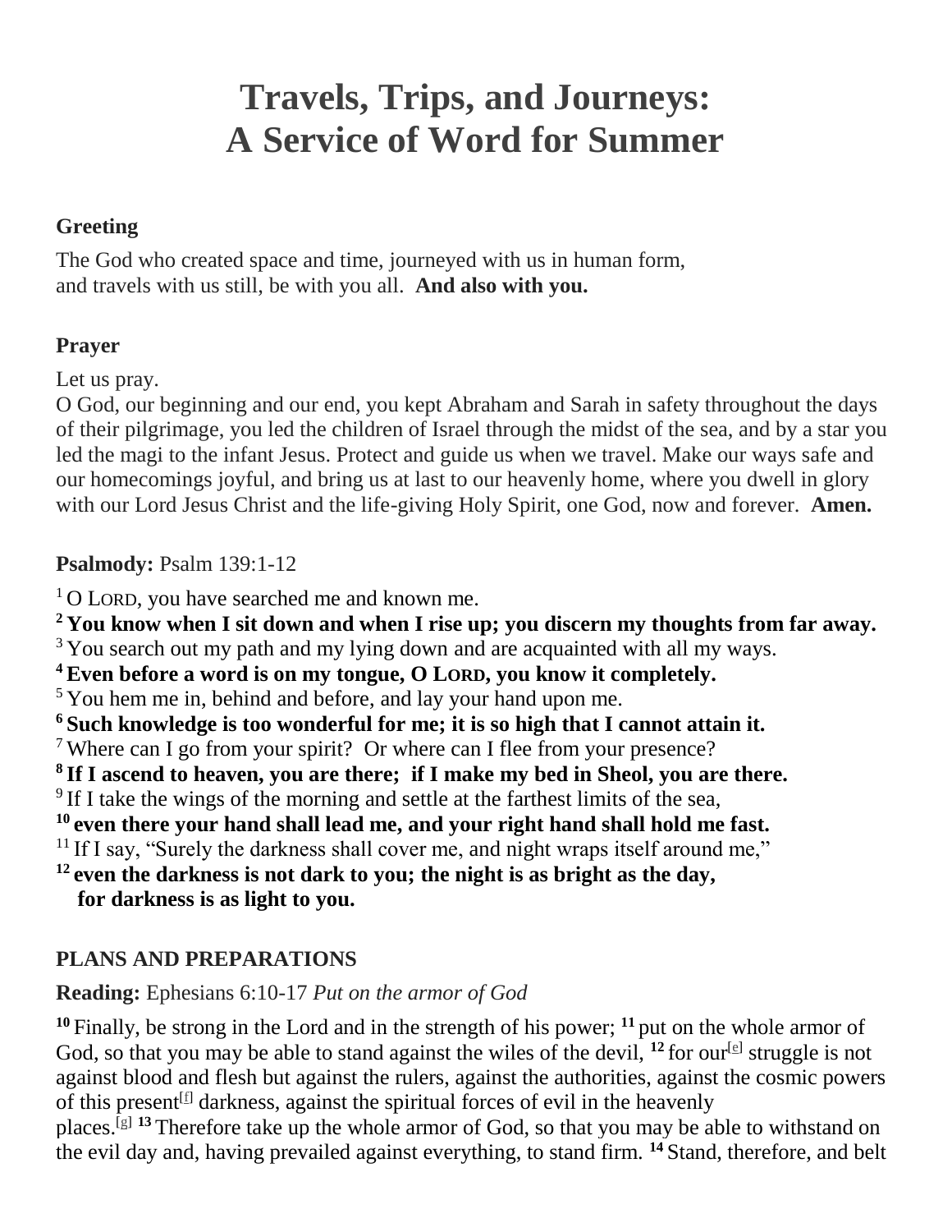# Travels, Trips, and Journeys:
# A Service of Word for Summer

**Greeting**

The God who created space and time, journeyed with us in human form,
and travels with us still, be with you all. **And also with you.**

**Prayer**

Let us pray.
O God, our beginning and our end, you kept Abraham and Sarah in safety throughout the days of their pilgrimage, you led the children of Israel through the midst of the sea, and by a star you led the magi to the infant Jesus. Protect and guide us when we travel. Make our ways safe and our homecomings joyful, and bring us at last to our heavenly home, where you dwell in glory with our Lord Jesus Christ and the life-giving Holy Spirit, one God, now and forever. **Amen.**

**Psalmody:** Psalm 139:1-12

1 O LORD, you have searched me and known me.
**2 You know when I sit down and when I rise up; you discern my thoughts from far away.**
3 You search out my path and my lying down and are acquainted with all my ways.
**4 Even before a word is on my tongue, O LORD, you know it completely.**
5 You hem me in, behind and before, and lay your hand upon me.
**6 Such knowledge is too wonderful for me; it is so high that I cannot attain it.**
7 Where can I go from your spirit? Or where can I flee from your presence?
**8 If I ascend to heaven, you are there; if I make my bed in Sheol, you are there.**
9 If I take the wings of the morning and settle at the farthest limits of the sea,
**10 even there your hand shall lead me, and your right hand shall hold me fast.**
11 If I say, "Surely the darkness shall cover me, and night wraps itself around me,"
**12 even the darkness is not dark to you; the night is as bright as the day,
for darkness is as light to you.**

## PLANS AND PREPARATIONS

**Reading:** Ephesians 6:10-17 *Put on the armor of God*

**10** Finally, be strong in the Lord and in the strength of his power; **11** put on the whole armor of God, so that you may be able to stand against the wiles of the devil, **12** for our[e] struggle is not against blood and flesh but against the rulers, against the authorities, against the cosmic powers of this present[f] darkness, against the spiritual forces of evil in the heavenly places.[g] **13** Therefore take up the whole armor of God, so that you may be able to withstand on the evil day and, having prevailed against everything, to stand firm. **14** Stand, therefore, and belt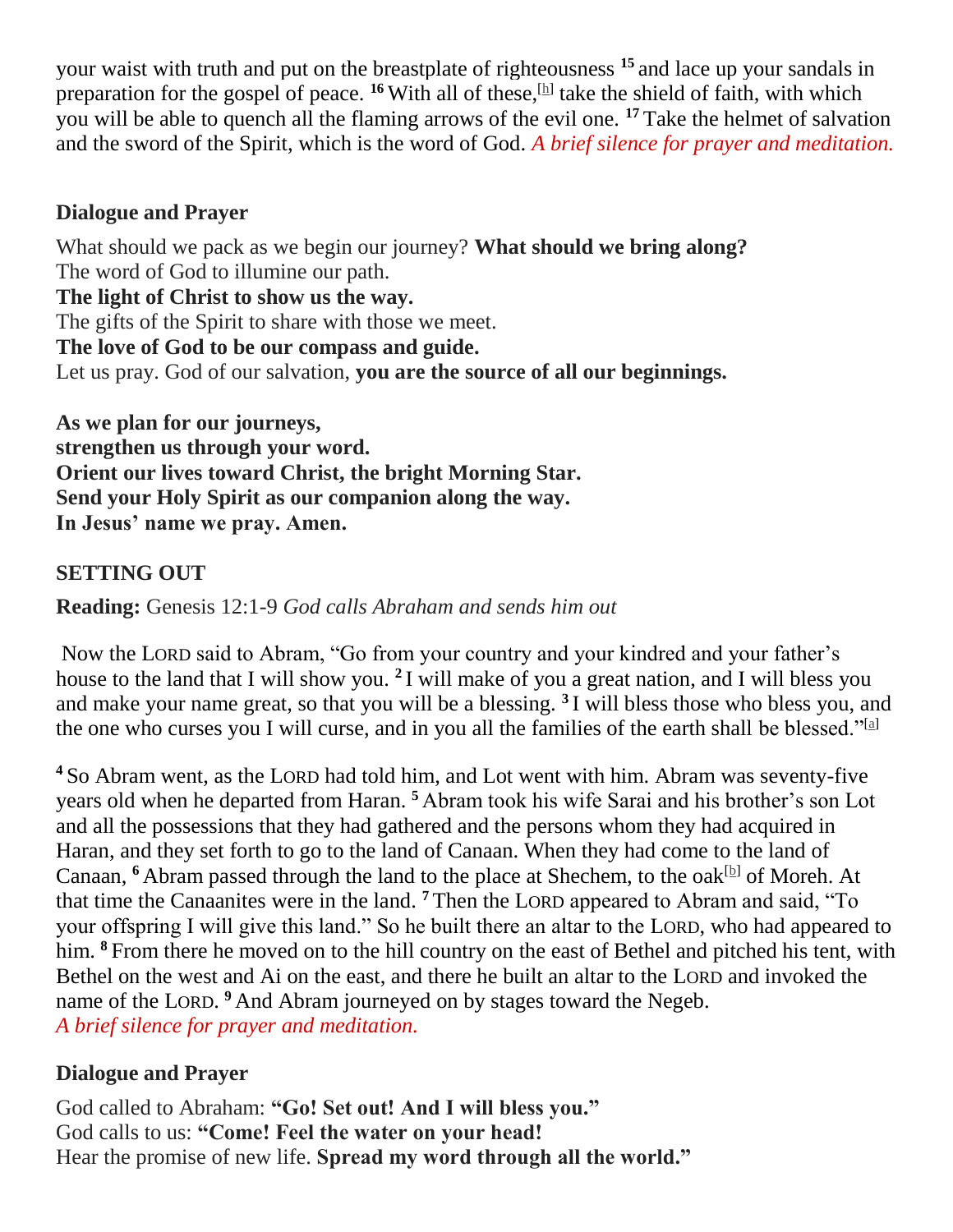your waist with truth and put on the breastplate of righteousness [15] and lace up your sandals in preparation for the gospel of peace. [16] With all of these,[h] take the shield of faith, with which you will be able to quench all the flaming arrows of the evil one. [17] Take the helmet of salvation and the sword of the Spirit, which is the word of God. *A brief silence for prayer and meditation.*

**Dialogue and Prayer**

What should we pack as we begin our journey? **What should we bring along?**
The word of God to illumine our path.
**The light of Christ to show us the way.**
The gifts of the Spirit to share with those we meet.
**The love of God to be our compass and guide.**
Let us pray. God of our salvation, **you are the source of all our beginnings.**

**As we plan for our journeys,**
**strengthen us through your word.**
**Orient our lives toward Christ, the bright Morning Star.**
**Send your Holy Spirit as our companion along the way.**
**In Jesus' name we pray. Amen.**

**SETTING OUT**

**Reading:** Genesis 12:1-9 *God calls Abraham and sends him out*

Now the LORD said to Abram, "Go from your country and your kindred and your father's house to the land that I will show you. [2] I will make of you a great nation, and I will bless you and make your name great, so that you will be a blessing. [3] I will bless those who bless you, and the one who curses you I will curse, and in you all the families of the earth shall be blessed."[a]

[4] So Abram went, as the LORD had told him, and Lot went with him. Abram was seventy-five years old when he departed from Haran. [5] Abram took his wife Sarai and his brother's son Lot and all the possessions that they had gathered and the persons whom they had acquired in Haran, and they set forth to go to the land of Canaan. When they had come to the land of Canaan, [6] Abram passed through the land to the place at Shechem, to the oak[b] of Moreh. At that time the Canaanites were in the land. [7] Then the LORD appeared to Abram and said, "To your offspring I will give this land." So he built there an altar to the LORD, who had appeared to him. [8] From there he moved on to the hill country on the east of Bethel and pitched his tent, with Bethel on the west and Ai on the east, and there he built an altar to the LORD and invoked the name of the LORD. [9] And Abram journeyed on by stages toward the Negeb.
*A brief silence for prayer and meditation.*

**Dialogue and Prayer**

God called to Abraham: **"Go! Set out! And I will bless you."**
God calls to us: **"Come! Feel the water on your head!**
Hear the promise of new life. **Spread my word through all the world."**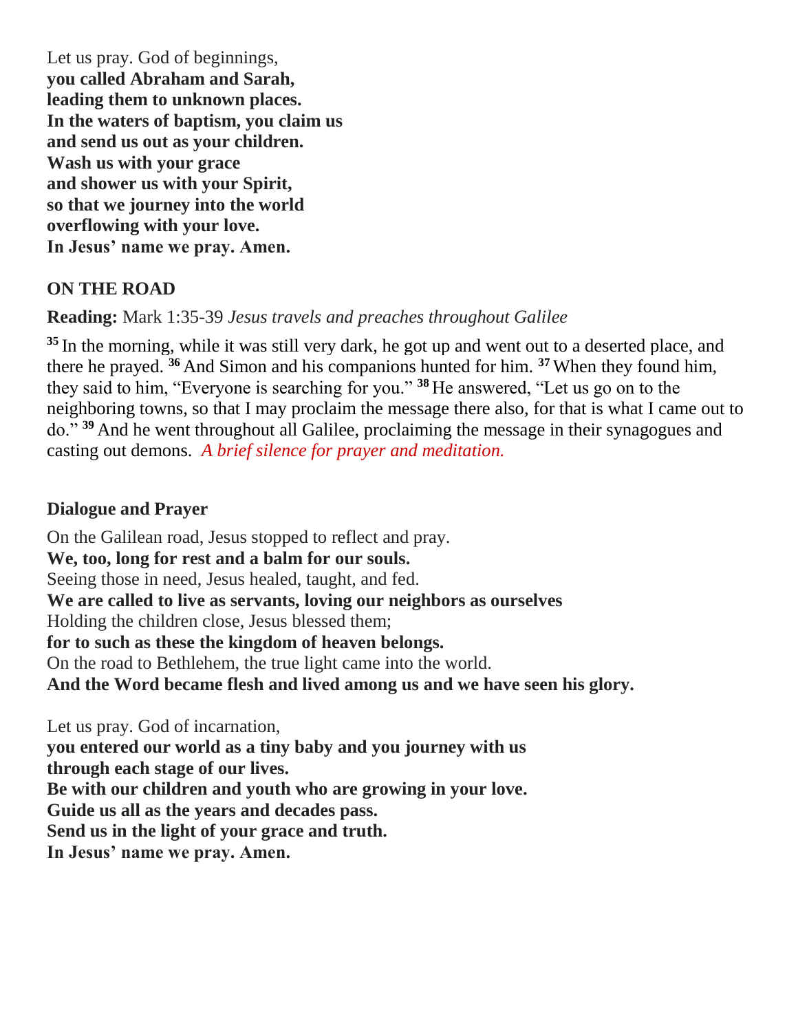Let us pray. God of beginnings,
**you called Abraham and Sarah,**
**leading them to unknown places.**
**In the waters of baptism, you claim us**
**and send us out as your children.**
**Wash us with your grace**
**and shower us with your Spirit,**
**so that we journey into the world**
**overflowing with your love.**
**In Jesus' name we pray. Amen.**

## ON THE ROAD

**Reading:** Mark 1:35-39 *Jesus travels and preaches throughout Galilee*

[35] In the morning, while it was still very dark, he got up and went out to a deserted place, and there he prayed. [36] And Simon and his companions hunted for him. [37] When they found him, they said to him, "Everyone is searching for you." [38] He answered, "Let us go on to the neighboring towns, so that I may proclaim the message there also, for that is what I came out to do." [39] And he went throughout all Galilee, proclaiming the message in their synagogues and casting out demons. *A brief silence for prayer and meditation.*

### Dialogue and Prayer

On the Galilean road, Jesus stopped to reflect and pray.
**We, too, long for rest and a balm for our souls.**
Seeing those in need, Jesus healed, taught, and fed.
**We are called to live as servants, loving our neighbors as ourselves**
Holding the children close, Jesus blessed them;
**for to such as these the kingdom of heaven belongs.**
On the road to Bethlehem, the true light came into the world.
**And the Word became flesh and lived among us and we have seen his glory.**

Let us pray. God of incarnation,
**you entered our world as a tiny baby and you journey with us**
**through each stage of our lives.**
**Be with our children and youth who are growing in your love.**
**Guide us all as the years and decades pass.**
**Send us in the light of your grace and truth.**
**In Jesus' name we pray. Amen.**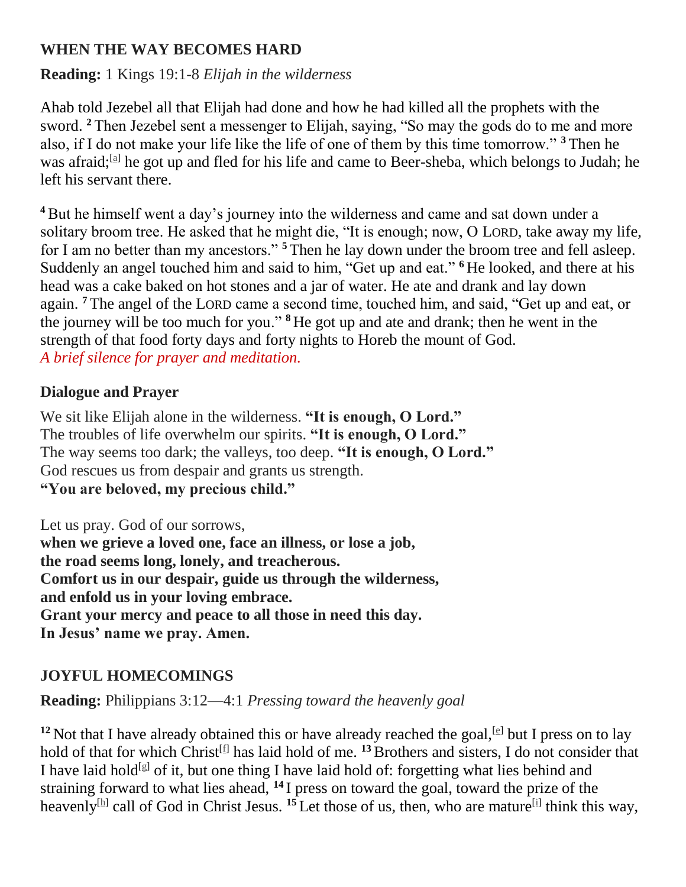## WHEN THE WAY BECOMES HARD

**Reading:** 1 Kings 19:1-8 *Elijah in the wilderness*

Ahab told Jezebel all that Elijah had done and how he had killed all the prophets with the sword. **2** Then Jezebel sent a messenger to Elijah, saying, "So may the gods do to me and more also, if I do not make your life like the life of one of them by this time tomorrow." **3** Then he was afraid;[a] he got up and fled for his life and came to Beer-sheba, which belongs to Judah; he left his servant there.

**4** But he himself went a day's journey into the wilderness and came and sat down under a solitary broom tree. He asked that he might die, "It is enough; now, O LORD, take away my life, for I am no better than my ancestors." **5** Then he lay down under the broom tree and fell asleep. Suddenly an angel touched him and said to him, "Get up and eat." **6** He looked, and there at his head was a cake baked on hot stones and a jar of water. He ate and drank and lay down again. **7** The angel of the LORD came a second time, touched him, and said, "Get up and eat, or the journey will be too much for you." **8** He got up and ate and drank; then he went in the strength of that food forty days and forty nights to Horeb the mount of God.
*A brief silence for prayer and meditation.*

### Dialogue and Prayer

We sit like Elijah alone in the wilderness. **"It is enough, O Lord."**
The troubles of life overwhelm our spirits. **"It is enough, O Lord."**
The way seems too dark; the valleys, too deep. **"It is enough, O Lord."**
God rescues us from despair and grants us strength.
**"You are beloved, my precious child."**

Let us pray. God of our sorrows,
**when we grieve a loved one, face an illness, or lose a job,**
**the road seems long, lonely, and treacherous.**
**Comfort us in our despair, guide us through the wilderness,**
**and enfold us in your loving embrace.**
**Grant your mercy and peace to all those in need this day.**
**In Jesus' name we pray. Amen.**

## JOYFUL HOMECOMINGS

**Reading:** Philippians 3:12—4:1 *Pressing toward the heavenly goal*

**12** Not that I have already obtained this or have already reached the goal,[e] but I press on to lay hold of that for which Christ[f] has laid hold of me. **13** Brothers and sisters, I do not consider that I have laid hold[g] of it, but one thing I have laid hold of: forgetting what lies behind and straining forward to what lies ahead, **14** I press on toward the goal, toward the prize of the heavenly[h] call of God in Christ Jesus. **15** Let those of us, then, who are mature[i] think this way,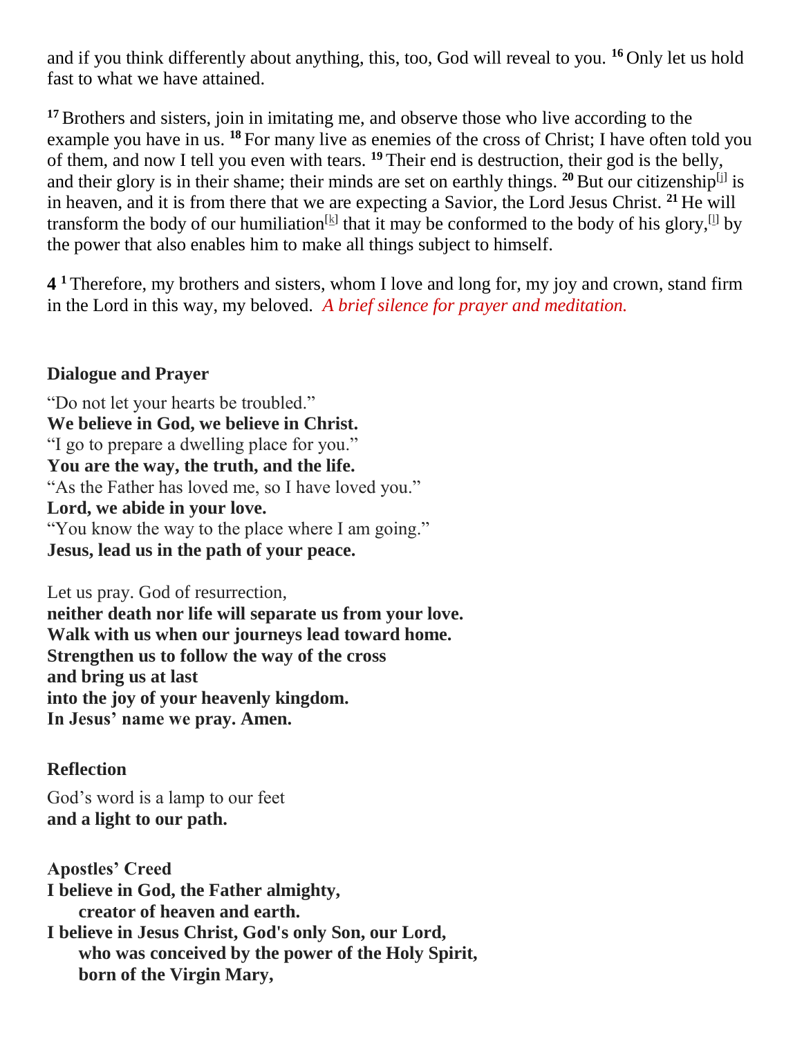and if you think differently about anything, this, too, God will reveal to you. [16] Only let us hold fast to what we have attained.

[17] Brothers and sisters, join in imitating me, and observe those who live according to the example you have in us. [18] For many live as enemies of the cross of Christ; I have often told you of them, and now I tell you even with tears. [19] Their end is destruction, their god is the belly, and their glory is in their shame; their minds are set on earthly things. [20] But our citizenship[j] is in heaven, and it is from there that we are expecting a Savior, the Lord Jesus Christ. [21] He will transform the body of our humiliation[k] that it may be conformed to the body of his glory,[l] by the power that also enables him to make all things subject to himself.

**4** [1] Therefore, my brothers and sisters, whom I love and long for, my joy and crown, stand firm in the Lord in this way, my beloved. *A brief silence for prayer and meditation.*

**Dialogue and Prayer**

"Do not let your hearts be troubled."
**We believe in God, we believe in Christ.**
"I go to prepare a dwelling place for you."
**You are the way, the truth, and the life.**
"As the Father has loved me, so I have loved you."
**Lord, we abide in your love.**
"You know the way to the place where I am going."
**Jesus, lead us in the path of your peace.**

Let us pray. God of resurrection,
**neither death nor life will separate us from your love.**
**Walk with us when our journeys lead toward home.**
**Strengthen us to follow the way of the cross**
**and bring us at last**
**into the joy of your heavenly kingdom.**
**In Jesus' name we pray. Amen.**

**Reflection**

God's word is a lamp to our feet
**and a light to our path.**

**Apostles' Creed**
**I believe in God, the Father almighty,**
**creator of heaven and earth.**
**I believe in Jesus Christ, God's only Son, our Lord,**
**who was conceived by the power of the Holy Spirit,**
**born of the Virgin Mary,**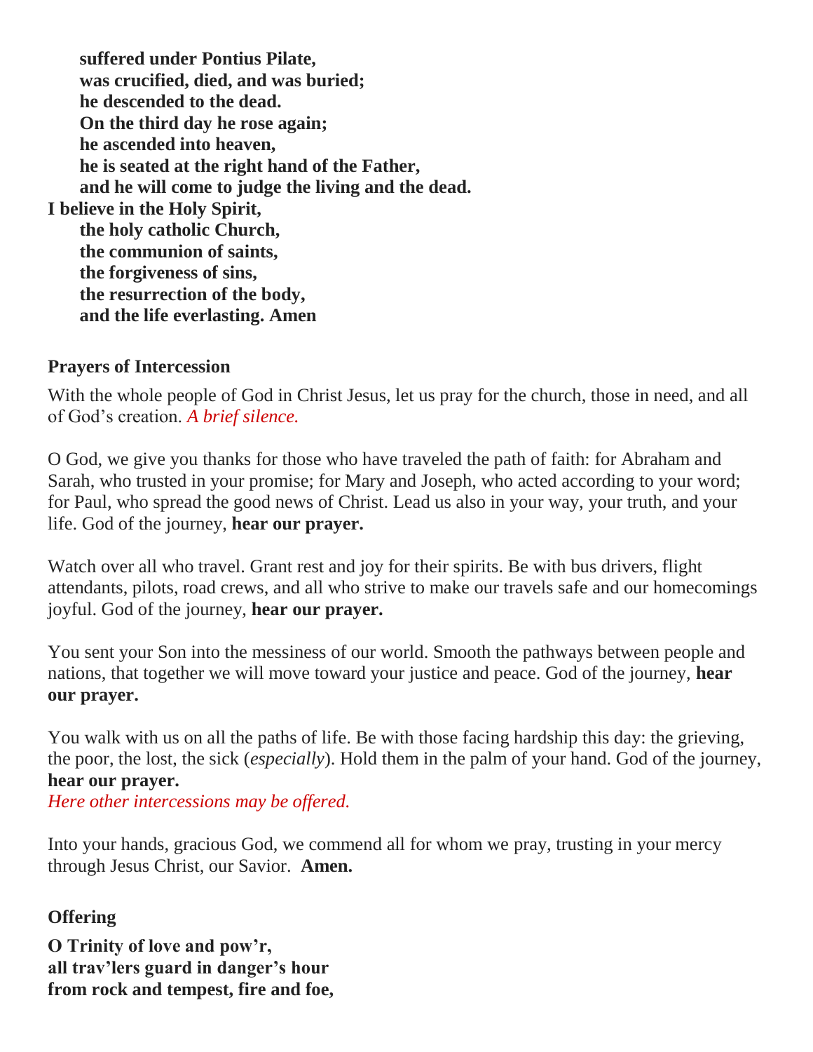**suffered under Pontius Pilate,**
**was crucified, died, and was buried;**
**he descended to the dead.**
**On the third day he rose again;**
**he ascended into heaven,**
**he is seated at the right hand of the Father,**
**and he will come to judge the living and the dead.**
**I believe in the Holy Spirit,**
**the holy catholic Church,**
**the communion of saints,**
**the forgiveness of sins,**
**the resurrection of the body,**
**and the life everlasting. Amen**

**Prayers of Intercession**

With the whole people of God in Christ Jesus, let us pray for the church, those in need, and all of God's creation. *A brief silence.*

O God, we give you thanks for those who have traveled the path of faith: for Abraham and Sarah, who trusted in your promise; for Mary and Joseph, who acted according to your word; for Paul, who spread the good news of Christ. Lead us also in your way, your truth, and your life. God of the journey, **hear our prayer.**

Watch over all who travel. Grant rest and joy for their spirits. Be with bus drivers, flight attendants, pilots, road crews, and all who strive to make our travels safe and our homecomings joyful. God of the journey, **hear our prayer.**

You sent your Son into the messiness of our world. Smooth the pathways between people and nations, that together we will move toward your justice and peace. God of the journey, **hear our prayer.**

You walk with us on all the paths of life. Be with those facing hardship this day: the grieving, the poor, the lost, the sick (*especially*). Hold them in the palm of your hand. God of the journey, **hear our prayer.**
*Here other intercessions may be offered.*

Into your hands, gracious God, we commend all for whom we pray, trusting in your mercy through Jesus Christ, our Savior. **Amen.**

**Offering**

**O Trinity of love and pow'r,**
**all trav'lers guard in danger's hour**
**from rock and tempest, fire and foe,**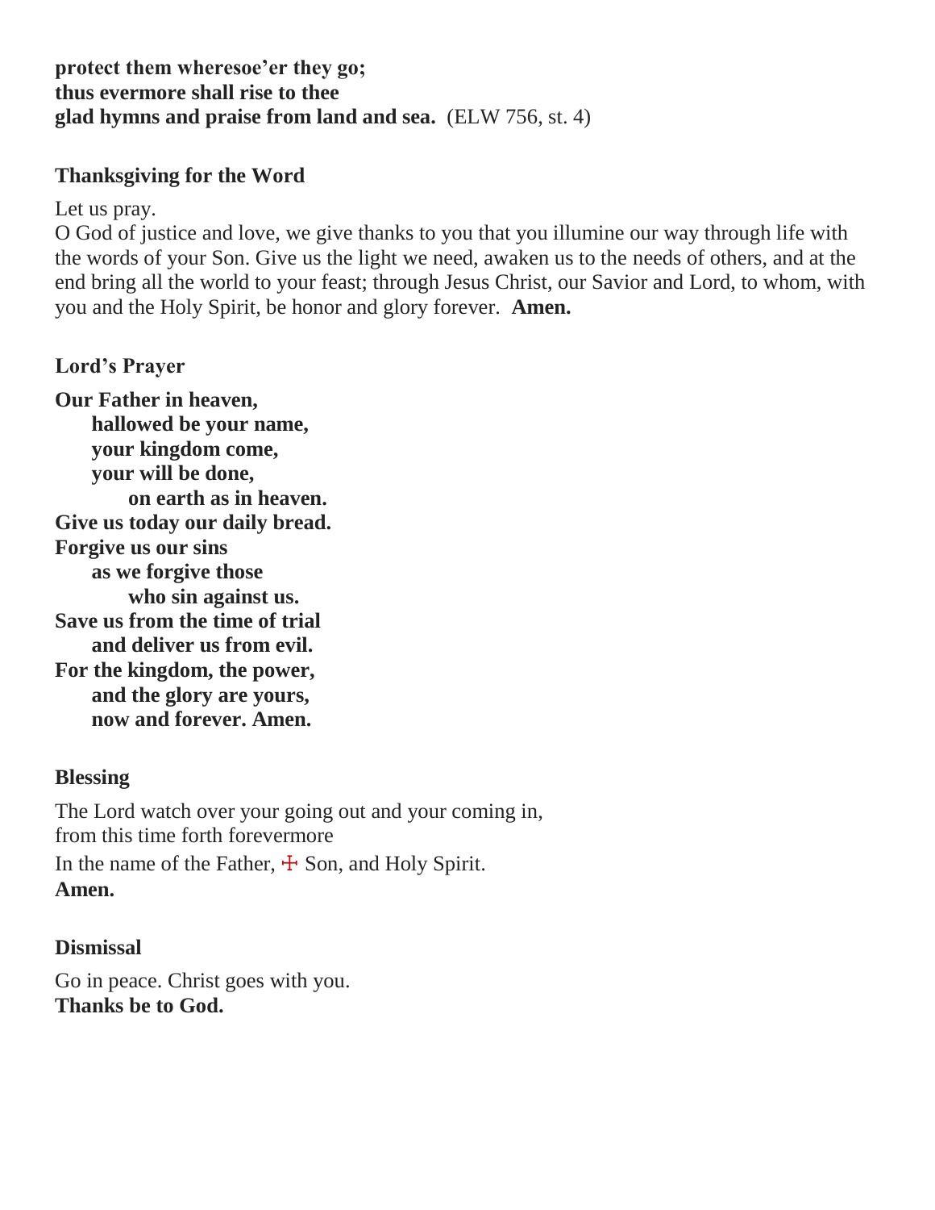**protect them wheresoe'er they go;**
**thus evermore shall rise to thee**
**glad hymns and praise from land and sea.** (ELW 756, st. 4)

**Thanksgiving for the Word**

Let us pray.
O God of justice and love, we give thanks to you that you illumine our way through life with the words of your Son. Give us the light we need, awaken us to the needs of others, and at the end bring all the world to your feast; through Jesus Christ, our Savior and Lord, to whom, with you and the Holy Spirit, be honor and glory forever. **Amen.**

**Lord's Prayer**

**Our Father in heaven,**
**hallowed be your name,**
**your kingdom come,**
**your will be done,**
**on earth as in heaven.**
**Give us today our daily bread.**
**Forgive us our sins**
**as we forgive those**
**who sin against us.**
**Save us from the time of trial**
**and deliver us from evil.**
**For the kingdom, the power,**
**and the glory are yours,**
**now and forever. Amen.**

**Blessing**

The Lord watch over your going out and your coming in,
from this time forth forevermore
In the name of the Father, ☩ Son, and Holy Spirit.
**Amen.**

**Dismissal**

Go in peace. Christ goes with you.
**Thanks be to God.**